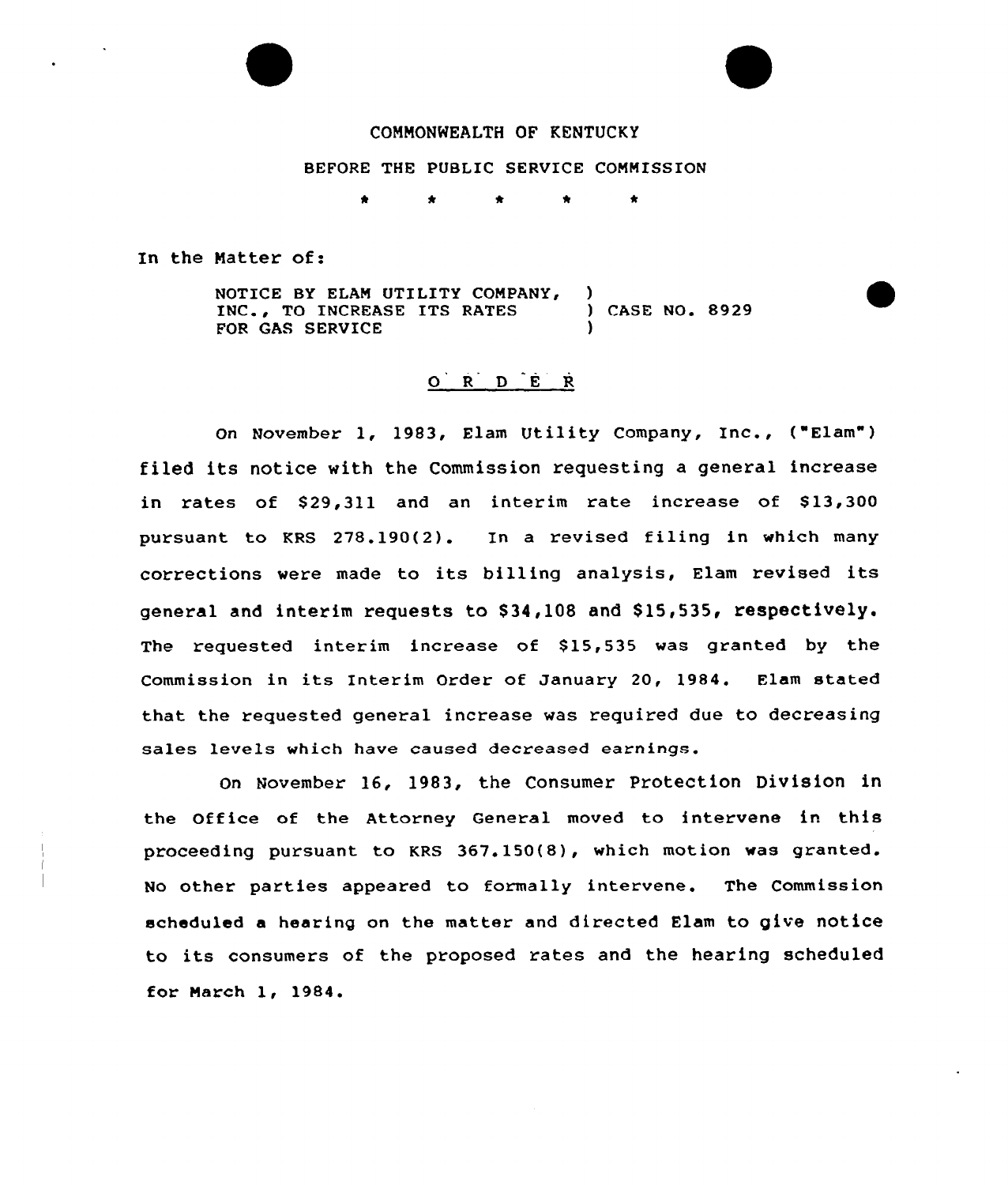COMMONWEALTH OF KENTUCKY

BEFORE THE PUBLIC SERVICE COMMISSION

\* \* \* \* \*

In the Matter of:

NOTICE BY ELAM UTILITY COMPANY, INC., TO INCREASE ITS RATES FOR GAS SERVICE ) CASE NO. 8929

## O R D E R

On November 1, 1983, Elam Utility Company, Inc., ("Elam") filed its notice with the Commission requesting a general increase in rates of $29,311 and an interim rate increase of $13,300 pursuant to KRS 278.190(2). In a revised filing in which many corrections were made to its billing analysis, Elam revised its general and interim requests to $34,108 and $15,535, respectively. The requested interim increase of $15,535 was granted by the Commission in its Interim Order of January 20, 1984. Elam stated that the requested general increase was required due to decreasing sales levels which have caused decreased earnings.

On November 16, 1983, the Consumer Protection Division in the Office of the Attorney General moved to intervene in this proceeding pursuant to KRS 367.150(8), which motion was granted. No other parties appeared to formally intervene. The Commission scheduled a hearing on the matter and directed Elam to give notice to its consumers of the proposed rates and the hearing scheduled for March 1, 1984.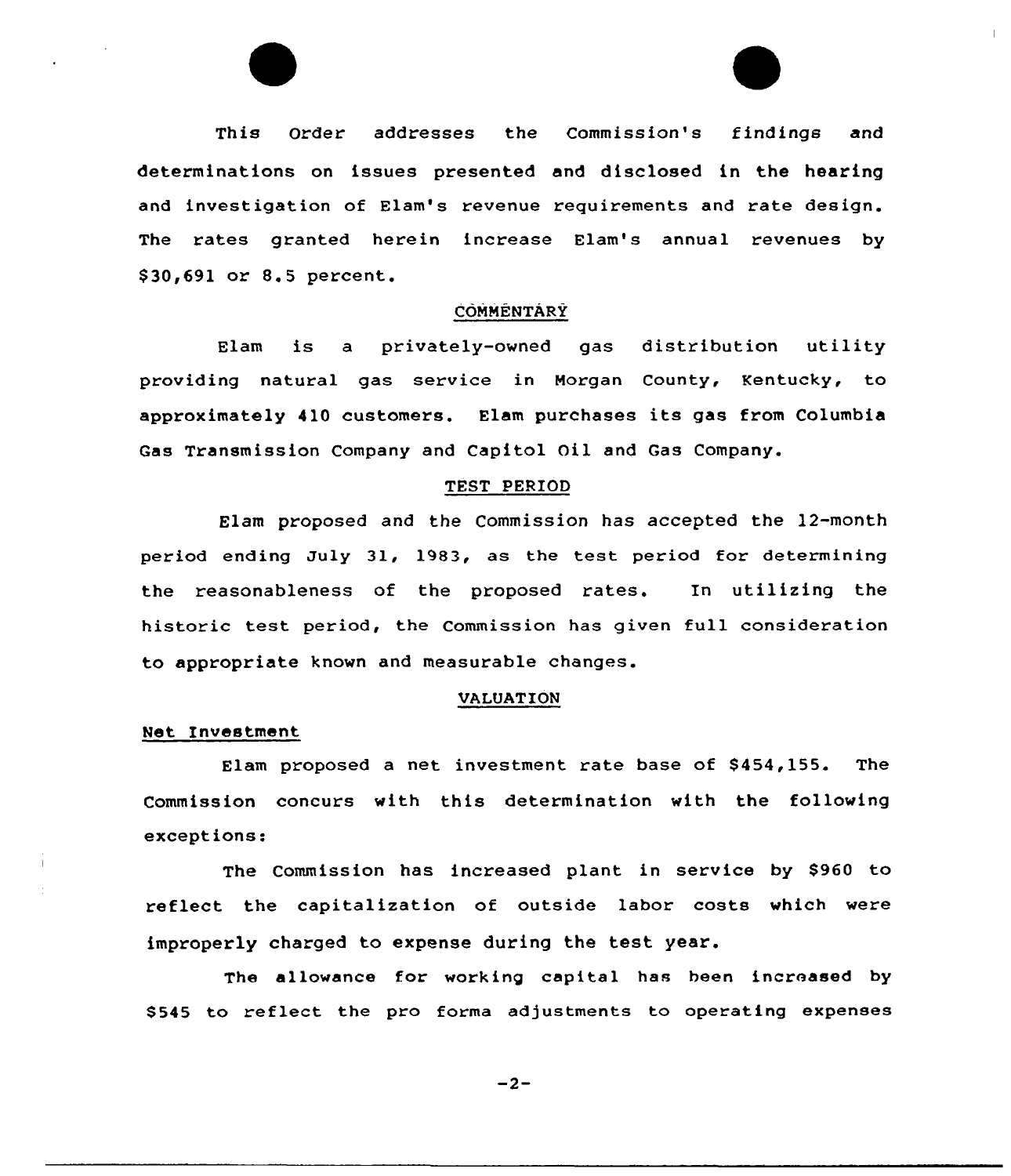This Order addresses the Commission's findings and determinations on issues presented and disclosed in the hearing and investigation of Elam's revenue requirements and rate design. The rates granted herein increase Elam's annual revenues by $30,691 or 8.5 percent.

## COMMENTARY

Elam is a privately-owned gas distribution utility providing natural gas service in Morgan County, Kentucky, to approximately 410 customers. Elam purchases its gas from Columbia Gas Transmission Company and Capitol Oil and Gas Company.

## TEST PERIOD

Elam proposed and the Commission has accepted the 12-month period ending July 31, 1983, as the test period for determining the reasonableness of the proposed rates. In utilizing the historic test period, the Commission has given full consideration to appropriate known and measurable changes.

## VALUATION

### Net Investment

Elam proposed a net investment rate base of $454,155. The Commission concurs with this determination with the following exceptions:

The Commission has increased plant in service by $960 to reflect the capitalization of outside labor costs which were improperly charged to expense during the test year.

The allowance for working capital has been increased by $545 to reflect the pro forma adjustments to operating expenses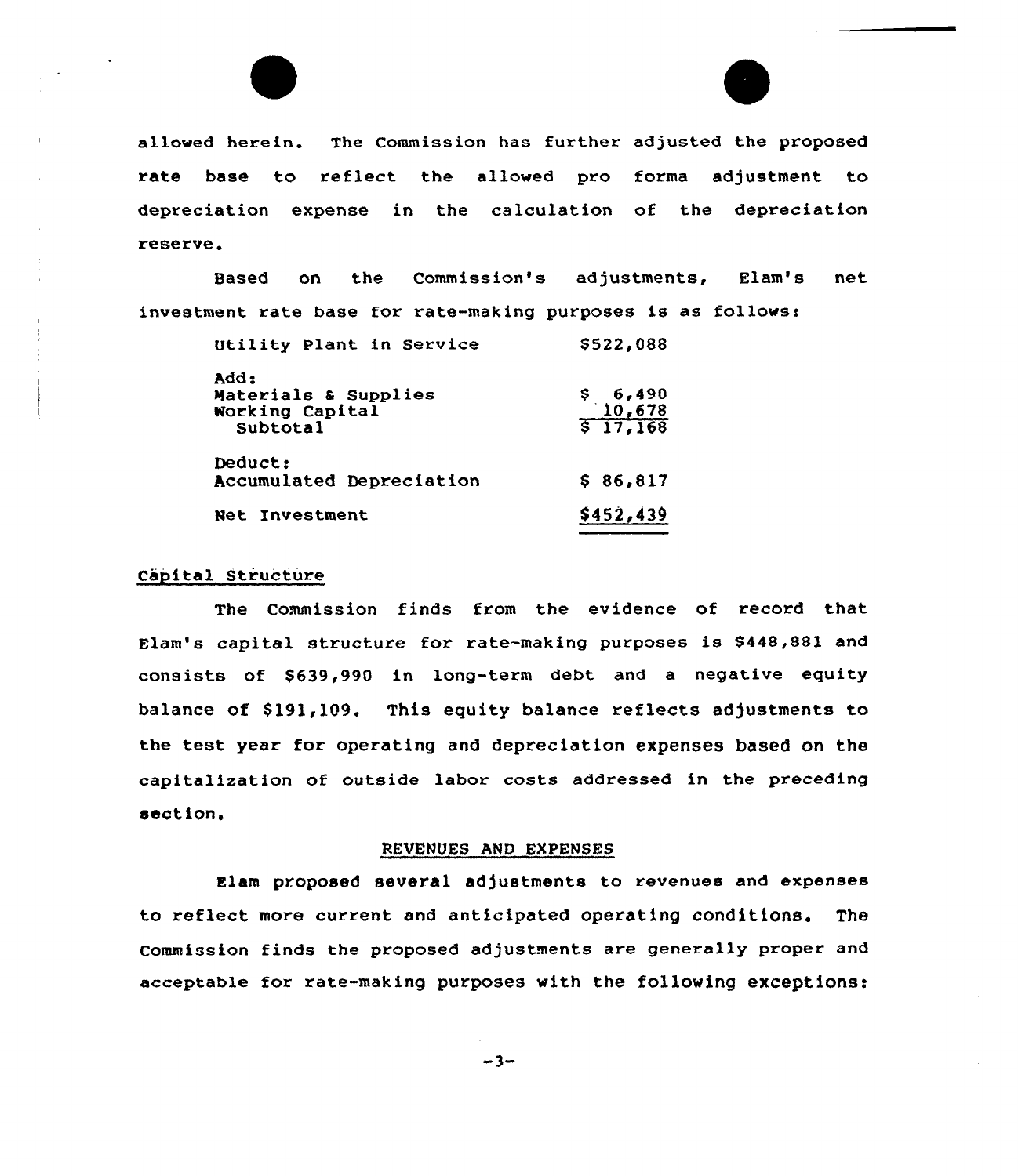allowed herein. The Commission has further adjusted the proposed rate base to reflect the allowed pro forma adjustment to depreciation expense in the calculation of the depreciation reserve.

Based on the Commission's adjustments, Elam's net investment rate base for rate-making purposes is as follows:

| | |
|---|---|
| Utility Plant in Service | $522,088 |
| Add: | |
| Materials & Supplies | $ 6,490 |
| Working Capital | 10,678 |
| Subtotal | $ 17,168 |
| Deduct: | |
| Accumulated Depreciation | $ 86,817 |
| Net Investment | $452,439 |

## Capital Structure

The Commission finds from the evidence of record that Elam's capital structure for rate-making purposes is $448,881 and consists of $639,990 in long-term debt and a negative equity balance of $191,109. This equity balance reflects adjustments to the test year for operating and depreciation expenses based on the capitalization of outside labor costs addressed in the preceding section.

## REVENUES AND EXPENSES

Elam proposed several adjustments to revenues and expenses to reflect more current and anticipated operating conditions. The Commission finds the proposed adjustments are generally proper and acceptable for rate-making purposes with the following exceptions: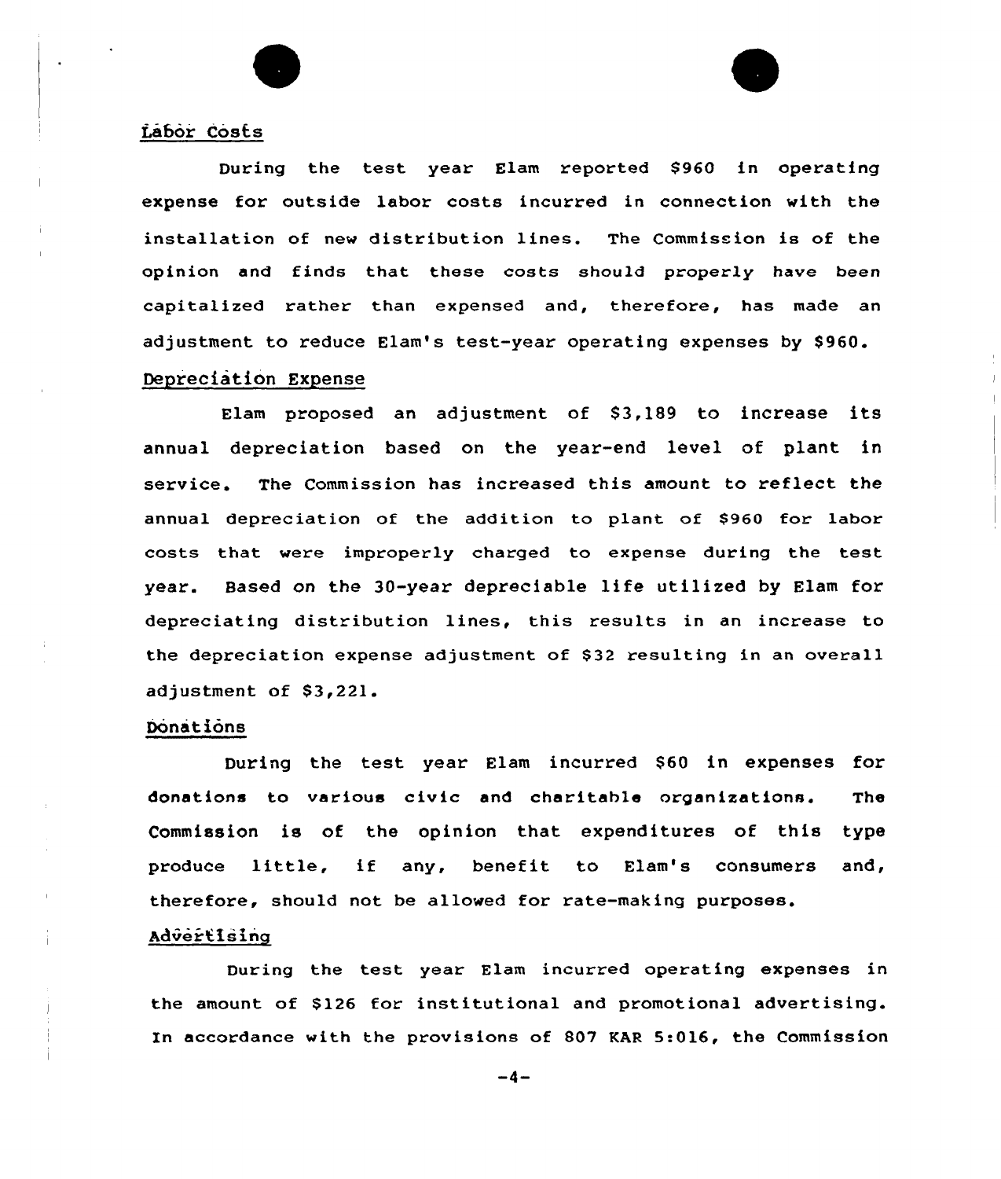## Labor Costs

During the test year Elam reported $960 in operating expense for outside labor costs incurred in connection with the installation of new distribution lines. The Commission is of the opinion and finds that these costs should properly have been capitalized rather than expensed and, therefore, has made an adjustment to reduce Elam's test-year operating expenses by $960.

## Depreciation Expense

Elam proposed an adjustment of $3,189 to increase its annual depreciation based on the year-end level of plant in service. The Commission has increased this amount to reflect the annual depreciation of the addition to plant of $960 for labor costs that were improperly charged to expense during the test year. Based on the 30-year depreciable life utilized by Elam for depreciating distribution lines, this results in an increase to the depreciation expense adjustment of $32 resulting in an overall adjustment of $3,221.

## Donations

During the test year Elam incurred $60 in expenses for donations to various civic and charitable organizations. The Commission is of the opinion that expenditures of this type produce little, if any, benefit to Elam's consumers and, therefore, should not be allowed for rate-making purposes.

## Advertising

During the test year Elam incurred operating expenses in the amount of $126 for institutional and promotional advertising. In accordance with the provisions of 807 KAR 5:016, the Commission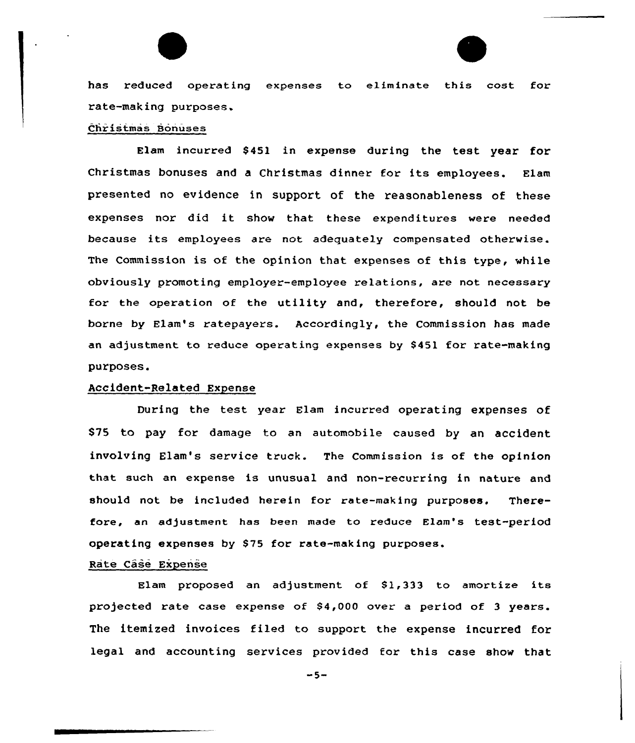has reduced operating expenses to eliminate this cost for rate-making purposes.

Christmas Bonuses

Elam incurred $451 in expense during the test year for Christmas bonuses and a Christmas dinner for its employees. Elam presented no evidence in support of the reasonableness of these expenses nor did it show that these expenditures were needed because its employees are not adequately compensated otherwise. The Commission is of the opinion that expenses of this type, while obviously promoting employer-employee relations, are not necessary for the operation of the utility and, therefore, should not be borne by Elam's ratepayers. Accordingly, the Commission has made an adjustment to reduce operating expenses by $451 for rate-making purposes.

Accident-Related Expense

During the test year Elam incurred operating expenses of $75 to pay for damage to an automobile caused by an accident involving Elam's service truck. The Commission is of the opinion that such an expense is unusual and non-recurring in nature and should not be included herein for rate-making purposes. Therefore, an adjustment has been made to reduce Elam's test-period operating expenses by $75 for rate-making purposes.

Rate Case Expense

Elam proposed an adjustment of $1,333 to amortize its projected rate case expense of $4,000 over a period of 3 years. The itemized invoices filed to support the expense incurred for legal and accounting services provided for this case show that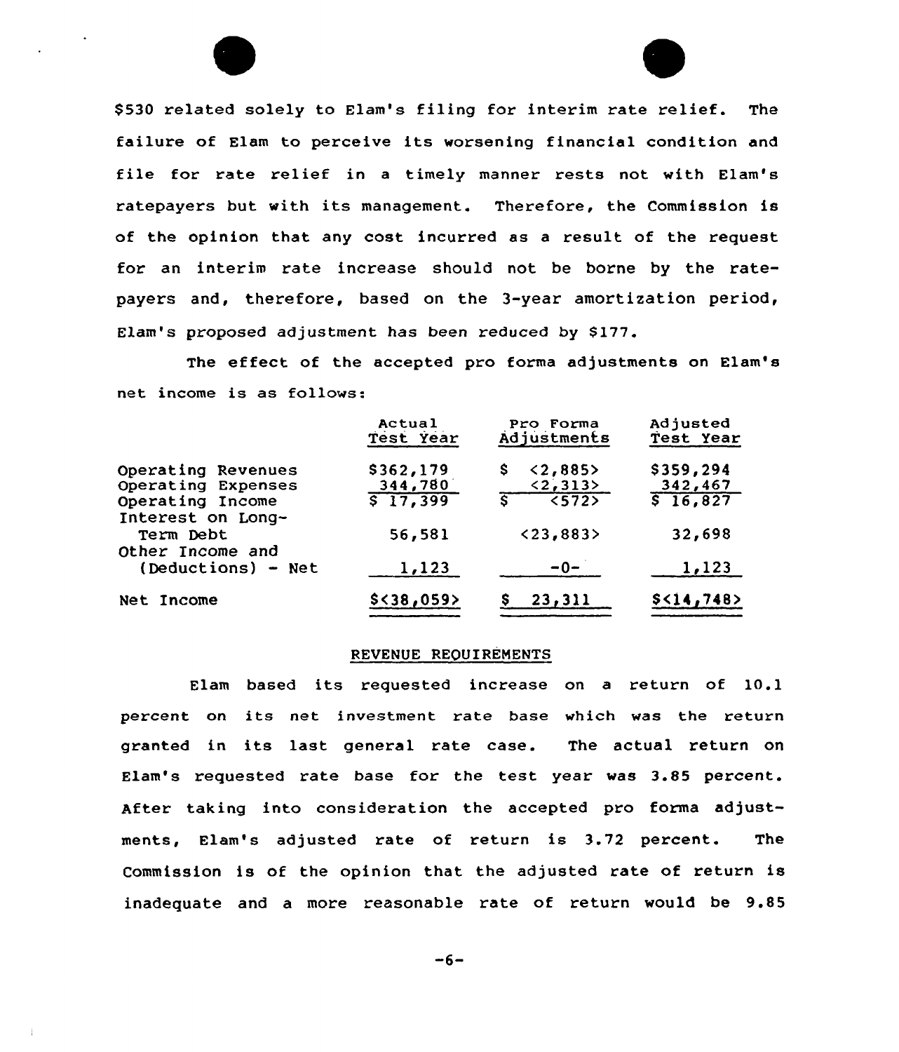$530 related solely to Elam's filing for interim rate relief. The failure of Elam to perceive its worsening financial condition and file for rate relief in a timely manner rests not with Elam's ratepayers but with its management. Therefore, the Commission is of the opinion that any cost incurred as a result of the request for an interim rate increase should not be borne by the ratepayers and, therefore, based on the 3-year amortization period, Elam's proposed adjustment has been reduced by $177.

The effect of the accepted pro forma adjustments on Elam's net income is as follows:

| | Actual Test Year | Pro Forma Adjustments | Adjusted Test Year |
|---|---|---|---|
| Operating Revenues | $362,179 | $ <2,885> | $359,294 |
| Operating Expenses | 344,780 | <2,313> | 342,467 |
| Operating Income | $ 17,399 | $ <572> | $ 16,827 |
| Interest on Long-Term Debt | 56,581 | <23,883> | 32,698 |
| Other Income and (Deductions) - Net | 1,123 | -0- | 1,123 |
| Net Income | $<38,059> | $ 23,311 | $<14,748> |

## REVENUE REQUIREMENTS

Elam based its requested increase on a return of 10.1 percent on its net investment rate base which was the return granted in its last general rate case. The actual return on Elam's requested rate base for the test year was 3.85 percent. After taking into consideration the accepted pro forma adjustments, Elam's adjusted rate of return is 3.72 percent. The Commission is of the opinion that the adjusted rate of return is inadequate and a more reasonable rate of return would be 9.85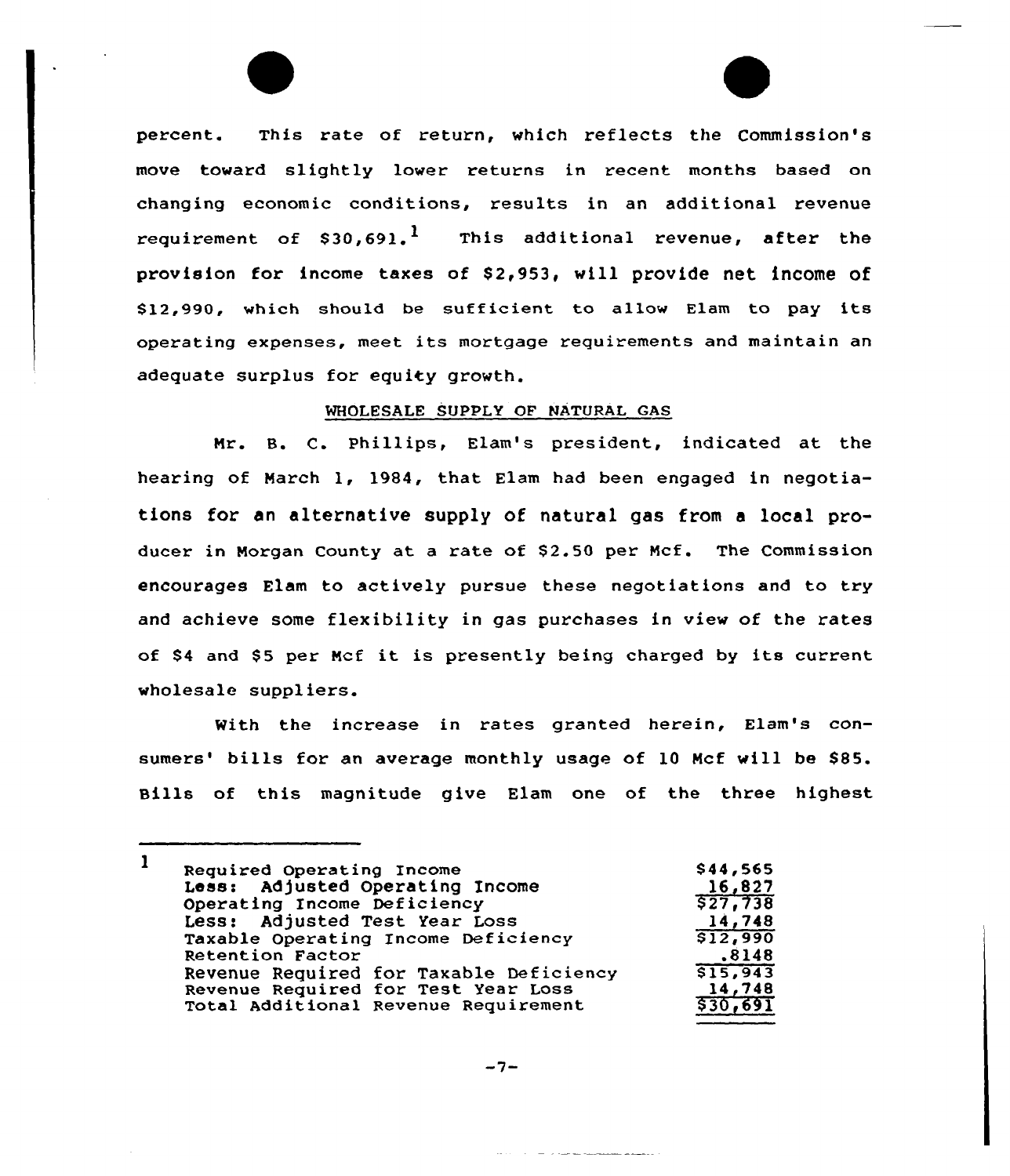percent. This rate of return, which reflects the Commission's move toward slightly lower returns in recent months based on changing economic conditions, results in an additional revenue requirement of \$30,691.[1] This additional revenue, after the provision for income taxes of \$2,953, will provide net income of \$12,990, which should be sufficient to allow Elam to pay its operating expenses, meet its mortgage requirements and maintain an adequate surplus for equity growth.

## WHOLESALE SUPPLY OF NATURAL GAS

Mr. B. C. Phillips, Elam's president, indicated at the hearing of March 1, 1984, that Elam had been engaged in negotiations for an alternative supply of natural gas from a local producer in Morgan County at a rate of \$2.50 per Mcf. The Commission encourages Elam to actively pursue these negotiations and to try and achieve some flexibility in gas purchases in view of the rates of \$4 and \$5 per Mcf it is presently being charged by its current wholesale suppliers.

With the increase in rates granted herein, Elam's consumers' bills for an average monthly usage of 10 Mcf will be \$85. Bills of this magnitude give Elam one of the three highest

---

[1]

| | |
|---|---|
| Required Operating Income | \$44,565 |
| Less: Adjusted Operating Income | 16,827 |
| Operating Income Deficiency | \$27,738 |
| Less: Adjusted Test Year Loss | 14,748 |
| Taxable Operating Income Deficiency | \$12,990 |
| Retention Factor | .8148 |
| Revenue Required for Taxable Deficiency | \$15,943 |
| Revenue Required for Test Year Loss | 14,748 |
| Total Additional Revenue Requirement | \$30,691 |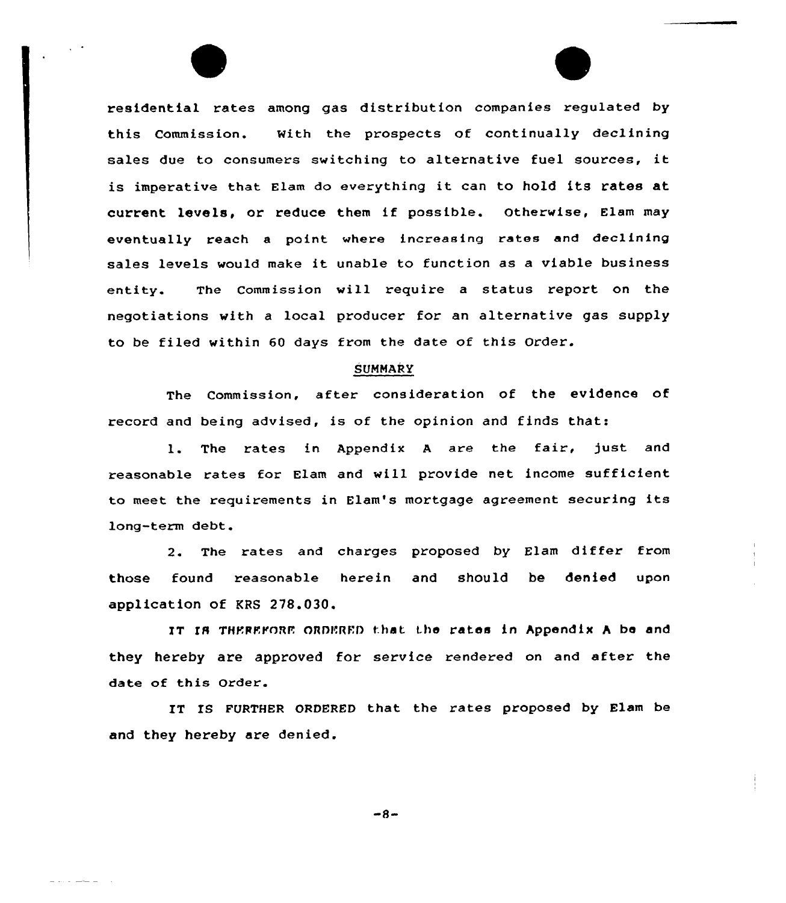residential rates among gas distribution companies regulated by this Commission. With the prospects of continually declining sales due to consumers switching to alternative fuel sources, it is imperative that Elam do everything it can to hold its rates at current levels, or reduce them if possible. Otherwise, Elam may eventually reach a point where increasing rates and declining sales levels would make it unable to function as a viable business entity. The Commission will require a status report on the negotiations with a local producer for an alternative gas supply to be filed within 60 days from the date of this Order.

## SUMMARY

The Commission, after consideration of the evidence of record and being advised, is of the opinion and finds that:

1. The rates in Appendix A are the fair, just and reasonable rates for Elam and will provide net income sufficient to meet the requirements in Elam's mortgage agreement securing its long-term debt.

2. The rates and charges proposed by Elam differ from those found reasonable herein and should be denied upon application of KRS 278.030.

IT IS THEREFORE ORDERED that the rates in Appendix A be and they hereby are approved for service rendered on and after the date of this Order.

IT IS FURTHER ORDERED that the rates proposed by Elam be and they hereby are denied.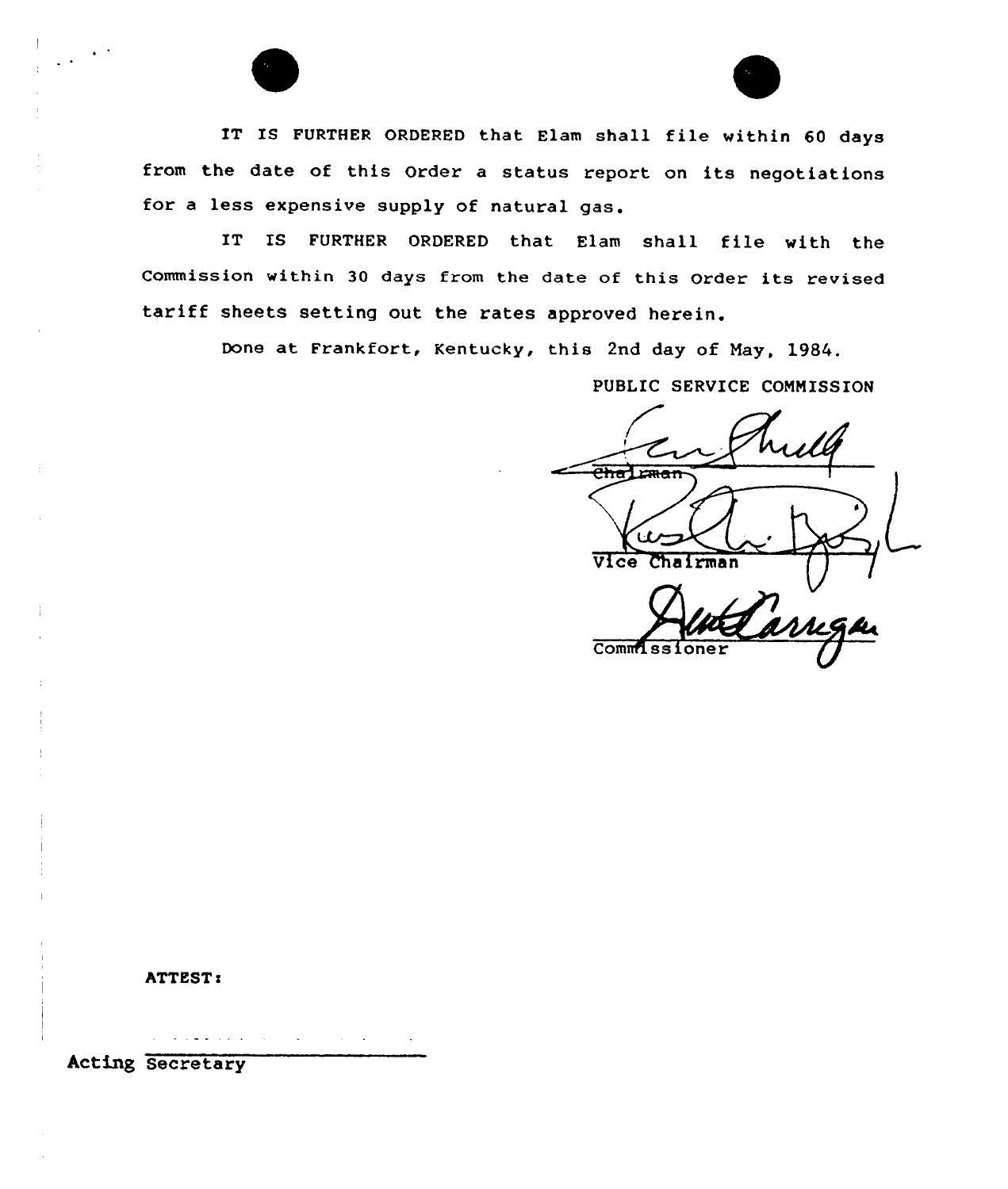IT IS FURTHER ORDERED that Elam shall file within 60 days from the date of this Order a status report on its negotiations for a less expensive supply of natural gas.

IT IS FURTHER ORDERED that Elam shall file with the Commission within 30 days from the date of this Order its revised tariff sheets setting out the rates approved herein.

Done at Frankfort, Kentucky, this 2nd day of May, 1984.

PUBLIC SERVICE COMMISSION

Chairman

Vice Chairman

Commissioner

ATTEST:

Acting Secretary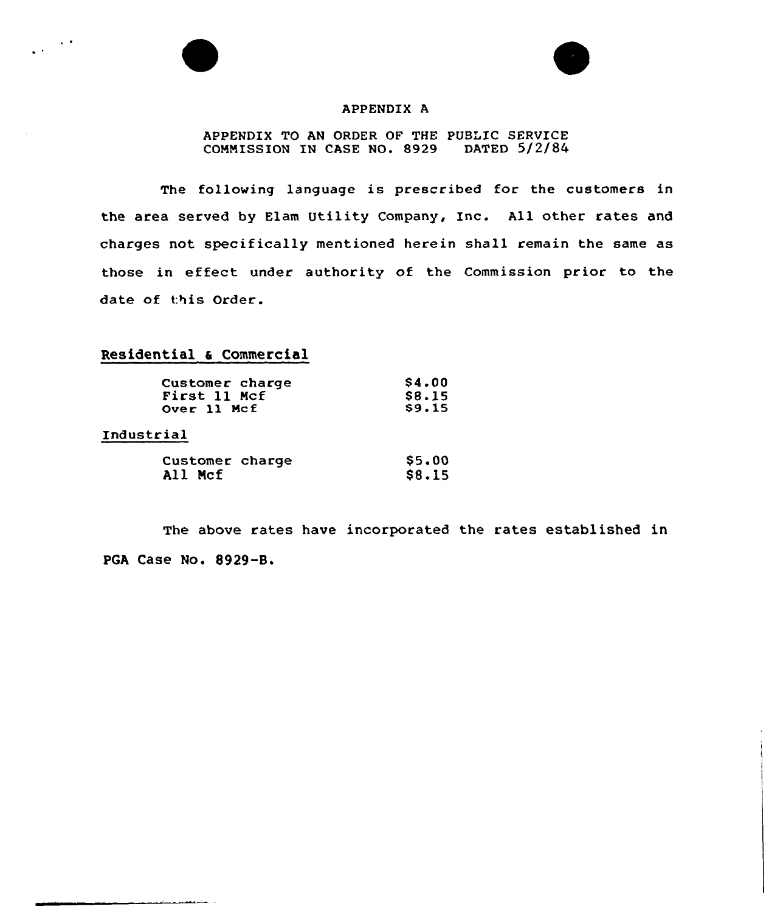# APPENDIX A

APPENDIX TO AN ORDER OF THE PUBLIC SERVICE COMMISSION IN CASE NO. 8929 DATED 5/2/84

The following language is prescribed for the customers in the area served by Elam Utility Company, Inc. All other rates and charges not specifically mentioned herein shall remain the same as those in effect under authority of the Commission prior to the date of this Order.

**Residential & Commercial**

| | |
|---|---|
| Customer charge | $4.00 |
| First 11 Mcf | $8.15 |
| Over 11 Mcf | $9.15 |

**Industrial**

| | |
|---|---|
| Customer charge | $5.00 |
| All Mcf | $8.15 |

The above rates have incorporated the rates established in PGA Case No. 8929-B.